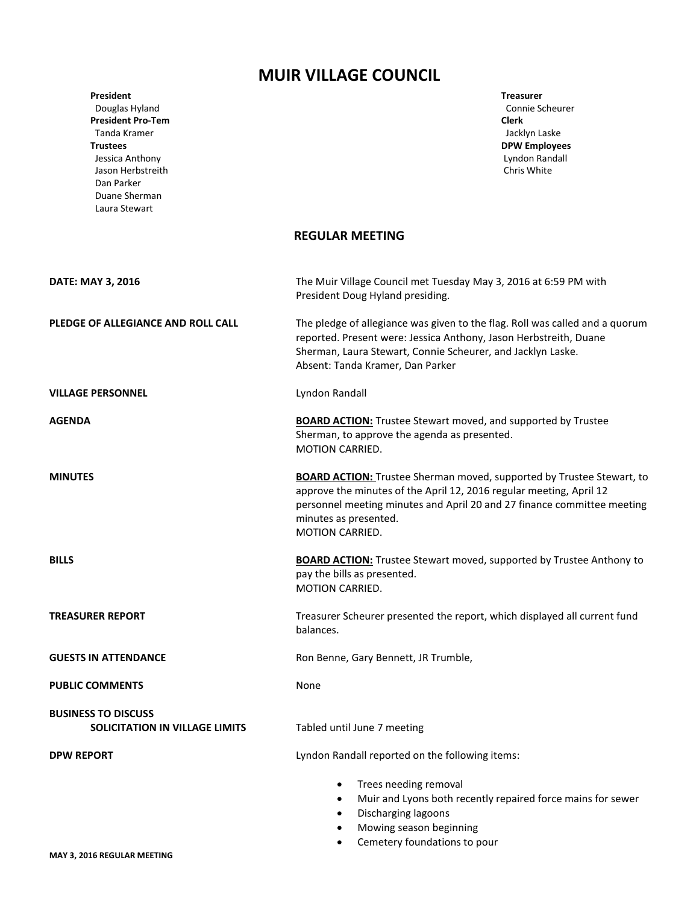# MUIR VILLAGE COUNCIL

**President**
Douglas Hyland
**President Pro-Tem**
Tanda Kramer
**Trustees**
Jessica Anthony
Jason Herbstreith
Dan Parker
Duane Sherman
Laura Stewart

**Treasurer**
Connie Scheurer
**Clerk**
Jacklyn Laske
**DPW Employees**
Lyndon Randall
Chris White

## REGULAR MEETING

**DATE: MAY 3, 2016**

The Muir Village Council met Tuesday May 3, 2016 at 6:59 PM with President Doug Hyland presiding.

**PLEDGE OF ALLEGIANCE AND ROLL CALL**

The pledge of allegiance was given to the flag. Roll was called and a quorum reported. Present were: Jessica Anthony, Jason Herbstreith, Duane Sherman, Laura Stewart, Connie Scheurer, and Jacklyn Laske.
Absent: Tanda Kramer, Dan Parker

**VILLAGE PERSONNEL**

Lyndon Randall

**AGENDA**

**BOARD ACTION:** Trustee Stewart moved, and supported by Trustee Sherman, to approve the agenda as presented.
MOTION CARRIED.

**MINUTES**

**BOARD ACTION:** Trustee Sherman moved, supported by Trustee Stewart, to approve the minutes of the April 12, 2016 regular meeting, April 12 personnel meeting minutes and April 20 and 27 finance committee meeting minutes as presented.
MOTION CARRIED.

**BILLS**

**BOARD ACTION:** Trustee Stewart moved, supported by Trustee Anthony to pay the bills as presented.
MOTION CARRIED.

**TREASURER REPORT**

Treasurer Scheurer presented the report, which displayed all current fund balances.

**GUESTS IN ATTENDANCE**

Ron Benne, Gary Bennett, JR Trumble,

**PUBLIC COMMENTS**

None

**BUSINESS TO DISCUSS**

**SOLICITATION IN VILLAGE LIMITS**

Tabled until June 7 meeting

**DPW REPORT**

Lyndon Randall reported on the following items:

- Trees needing removal
- Muir and Lyons both recently repaired force mains for sewer
- Discharging lagoons
- Mowing season beginning
- Cemetery foundations to pour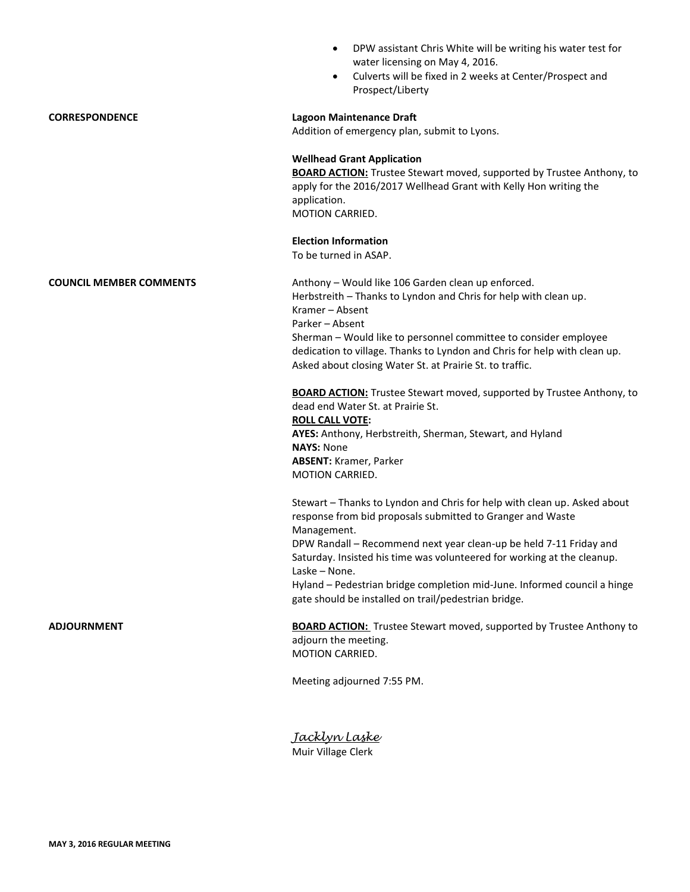- DPW assistant Chris White will be writing his water test for water licensing on May 4, 2016.
- Culverts will be fixed in 2 weeks at Center/Prospect and Prospect/Liberty

**CORRESPONDENCE**

**Lagoon Maintenance Draft**
Addition of emergency plan, submit to Lyons.

**Wellhead Grant Application**
**BOARD ACTION:** Trustee Stewart moved, supported by Trustee Anthony, to apply for the 2016/2017 Wellhead Grant with Kelly Hon writing the application.
MOTION CARRIED.

**Election Information**
To be turned in ASAP.

**COUNCIL MEMBER COMMENTS**

Anthony – Would like 106 Garden clean up enforced.
Herbstreith – Thanks to Lyndon and Chris for help with clean up.
Kramer – Absent
Parker – Absent
Sherman – Would like to personnel committee to consider employee dedication to village. Thanks to Lyndon and Chris for help with clean up. Asked about closing Water St. at Prairie St. to traffic.

**BOARD ACTION:** Trustee Stewart moved, supported by Trustee Anthony, to dead end Water St. at Prairie St.
**ROLL CALL VOTE:**
**AYES:** Anthony, Herbstreith, Sherman, Stewart, and Hyland
**NAYS:** None
**ABSENT:** Kramer, Parker
MOTION CARRIED.

Stewart – Thanks to Lyndon and Chris for help with clean up. Asked about response from bid proposals submitted to Granger and Waste Management.
DPW Randall – Recommend next year clean-up be held 7-11 Friday and Saturday. Insisted his time was volunteered for working at the cleanup.
Laske – None.
Hyland – Pedestrian bridge completion mid-June. Informed council a hinge gate should be installed on trail/pedestrian bridge.

**ADJOURNMENT**

**BOARD ACTION:** Trustee Stewart moved, supported by Trustee Anthony to adjourn the meeting.
MOTION CARRIED.

Meeting adjourned 7:55 PM.

*Jacklyn Laske*
Muir Village Clerk

**MAY 3, 2016 REGULAR MEETING**